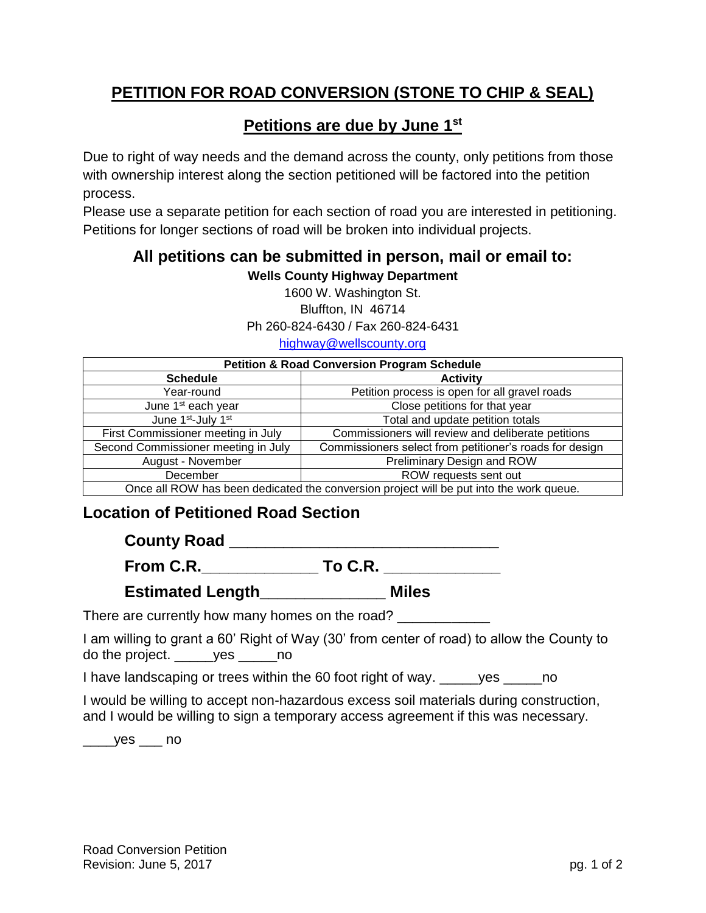# PETITION FOR ROAD CONVERSION (STONE TO CHIP & SEAL)

## Petitions are due by June 1st

Due to right of way needs and the demand across the county, only petitions from those with ownership interest along the section petitioned will be factored into the petition process.

Please use a separate petition for each section of road you are interested in petitioning. Petitions for longer sections of road will be broken into individual projects.

### All petitions can be submitted in person, mail or email to:

**Wells County Highway Department**
1600 W. Washington St.
Bluffton, IN 46714
Ph 260-824-6430 / Fax 260-824-6431
highway@wellscounty.org

| Petition & Road Conversion Program Schedule | |
|---|---|
| **Schedule** | **Activity** |
| Year-round | Petition process is open for all gravel roads |
| June 1st each year | Close petitions for that year |
| June 1st-July 1st | Total and update petition totals |
| First Commissioner meeting in July | Commissioners will review and deliberate petitions |
| Second Commissioner meeting in July | Commissioners select from petitioner's roads for design |
| August - November | Preliminary Design and ROW |
| December | ROW requests sent out |
| Once all ROW has been dedicated the conversion project will be put into the work queue. | |

### Location of Petitioned Road Section

**County Road** _______________________________

**From C.R.**_____________ **To C.R.** _____________

**Estimated Length**______________ **Miles**

There are currently how many homes on the road? ___________

I am willing to grant a 60' Right of Way (30' from center of road) to allow the County to do the project. _____yes _____no

I have landscaping or trees within the 60 foot right of way. _____yes _____no

I would be willing to accept non-hazardous excess soil materials during construction, and I would be willing to sign a temporary access agreement if this was necessary.

____yes ___ no

Road Conversion Petition
Revision: June 5, 2017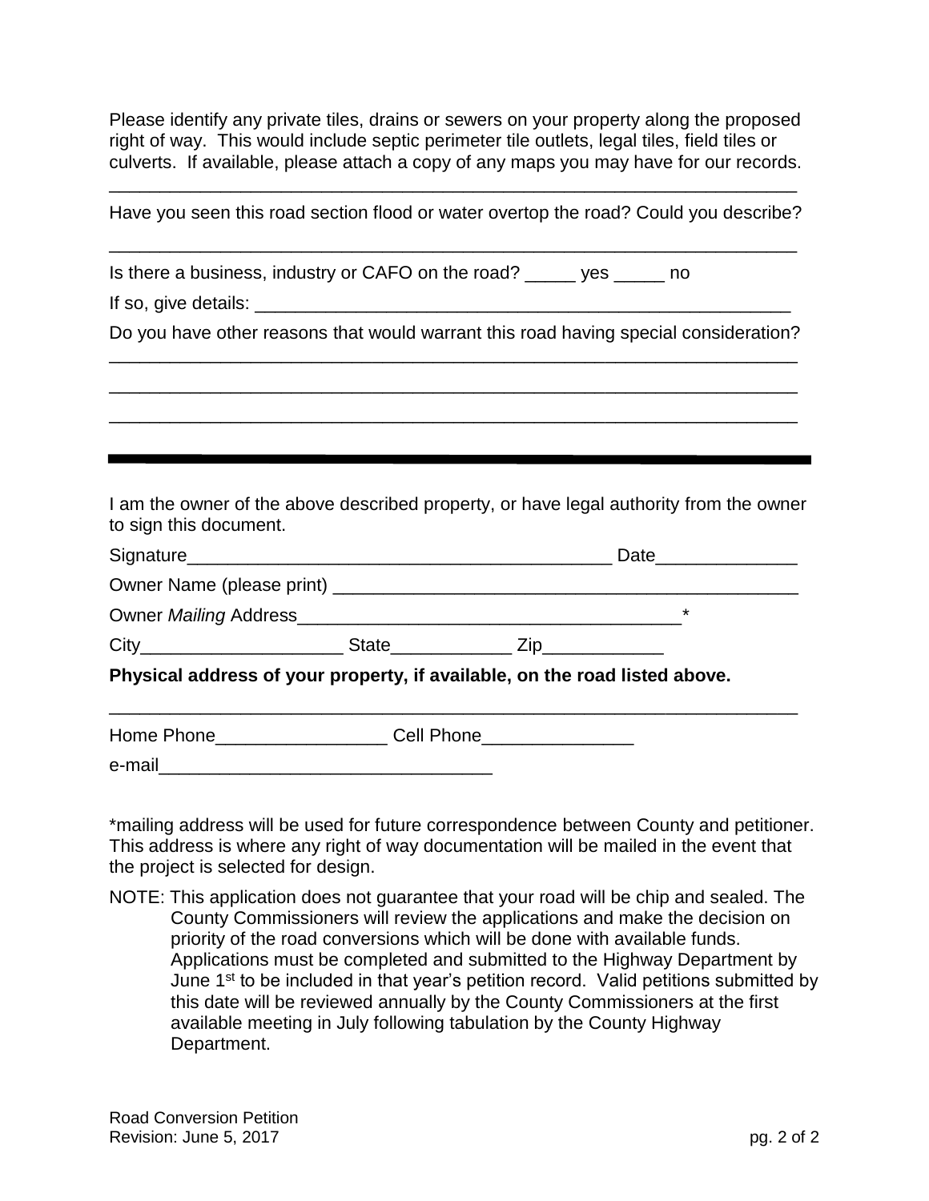Please identify any private tiles, drains or sewers on your property along the proposed right of way. This would include septic perimeter tile outlets, legal tiles, field tiles or culverts. If available, please attach a copy of any maps you may have for our records.

______________________________________________________________________

Have you seen this road section flood or water overtop the road? Could you describe?

______________________________________________________________________

Is there a business, industry or CAFO on the road? _____ yes _____ no

If so, give details: ______________________________________________________

Do you have other reasons that would warrant this road having special consideration?

______________________________________________________________________

______________________________________________________________________

______________________________________________________________________

---

I am the owner of the above described property, or have legal authority from the owner to sign this document.

Signature__________________________________________ Date______________

Owner Name (please print) ________________________________________________

Owner *Mailing* Address______________________________________*

City____________________ State____________ Zip____________

**Physical address of your property, if available, on the road listed above.**

______________________________________________________________________

Home Phone_________________ Cell Phone_______________

e-mail________________________________

*mailing address will be used for future correspondence between County and petitioner. This address is where any right of way documentation will be mailed in the event that the project is selected for design.

NOTE: This application does not guarantee that your road will be chip and sealed. The County Commissioners will review the applications and make the decision on priority of the road conversions which will be done with available funds. Applications must be completed and submitted to the Highway Department by June 1st to be included in that year's petition record. Valid petitions submitted by this date will be reviewed annually by the County Commissioners at the first available meeting in July following tabulation by the County Highway Department.

Road Conversion Petition
Revision: June 5, 2017